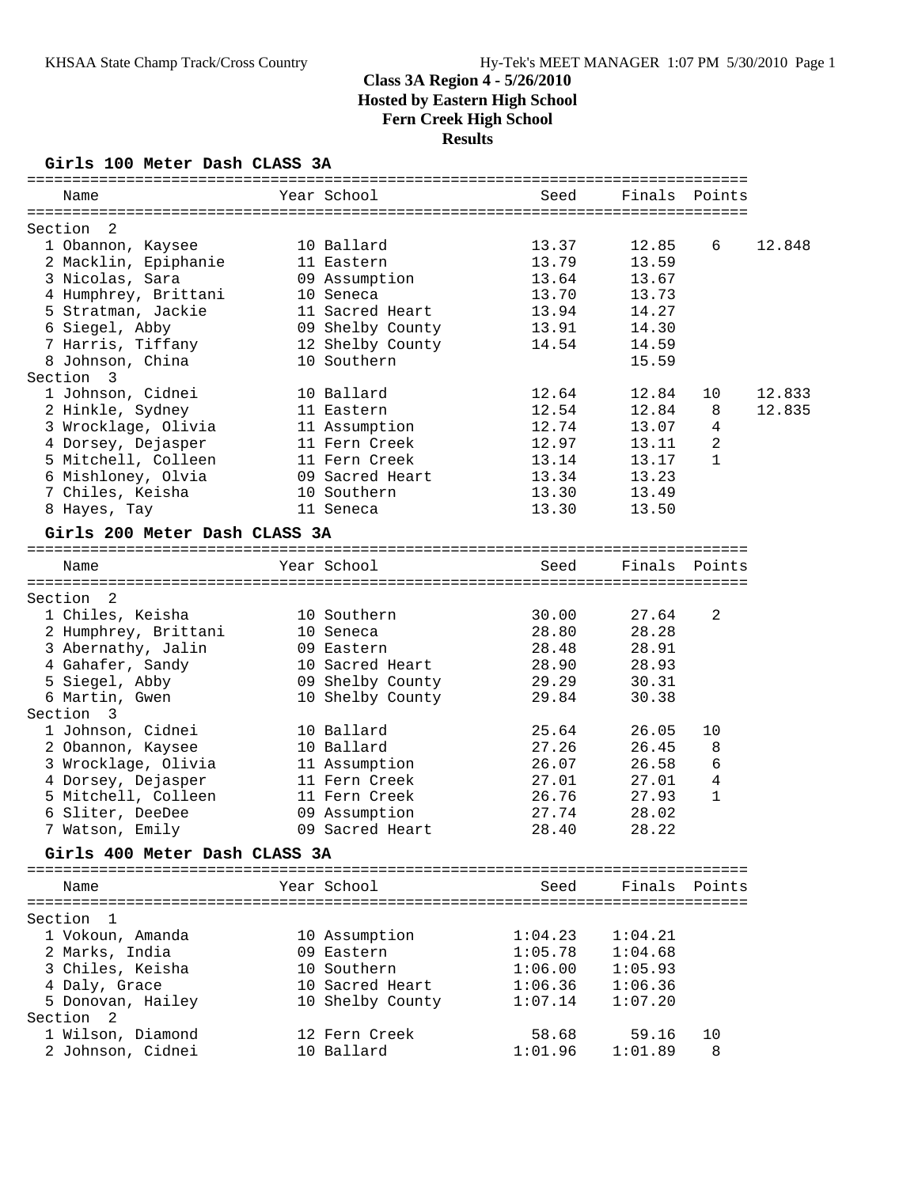# Class 3A Region 4 - 5/26/2010

## Hosted by Eastern High School

## Fern Creek High School

## Results

### Girls 100 Meter Dash CLASS 3A

| Name | Year | School | Seed | Finals | Points | |
|---|---|---|---|---|---|---|
| **Section 2** | | | | | | |
| 1 Obannon, Kaysee | 10 | Ballard | 13.37 | 12.85 | 6 | 12.848 |
| 2 Macklin, Epiphanie | 11 | Eastern | 13.79 | 13.59 | | |
| 3 Nicolas, Sara | 09 | Assumption | 13.64 | 13.67 | | |
| 4 Humphrey, Brittani | 10 | Seneca | 13.70 | 13.73 | | |
| 5 Stratman, Jackie | 11 | Sacred Heart | 13.94 | 14.27 | | |
| 6 Siegel, Abby | 09 | Shelby County | 13.91 | 14.30 | | |
| 7 Harris, Tiffany | 12 | Shelby County | 14.54 | 14.59 | | |
| 8 Johnson, China | 10 | Southern | | 15.59 | | |
| **Section 3** | | | | | | |
| 1 Johnson, Cidnei | 10 | Ballard | 12.64 | 12.84 | 10 | 12.833 |
| 2 Hinkle, Sydney | 11 | Eastern | 12.54 | 12.84 | 8 | 12.835 |
| 3 Wrocklage, Olivia | 11 | Assumption | 12.74 | 13.07 | 4 | |
| 4 Dorsey, Dejasper | 11 | Fern Creek | 12.97 | 13.11 | 2 | |
| 5 Mitchell, Colleen | 11 | Fern Creek | 13.14 | 13.17 | 1 | |
| 6 Mishloney, Olvia | 09 | Sacred Heart | 13.34 | 13.23 | | |
| 7 Chiles, Keisha | 10 | Southern | 13.30 | 13.49 | | |
| 8 Hayes, Tay | 11 | Seneca | 13.30 | 13.50 | | |

### Girls 200 Meter Dash CLASS 3A

| Name | Year | School | Seed | Finals | Points |
|---|---|---|---|---|---|
| **Section 2** | | | | | |
| 1 Chiles, Keisha | 10 | Southern | 30.00 | 27.64 | 2 |
| 2 Humphrey, Brittani | 10 | Seneca | 28.80 | 28.28 | |
| 3 Abernathy, Jalin | 09 | Eastern | 28.48 | 28.91 | |
| 4 Gahafer, Sandy | 10 | Sacred Heart | 28.90 | 28.93 | |
| 5 Siegel, Abby | 09 | Shelby County | 29.29 | 30.31 | |
| 6 Martin, Gwen | 10 | Shelby County | 29.84 | 30.38 | |
| **Section 3** | | | | | |
| 1 Johnson, Cidnei | 10 | Ballard | 25.64 | 26.05 | 10 |
| 2 Obannon, Kaysee | 10 | Ballard | 27.26 | 26.45 | 8 |
| 3 Wrocklage, Olivia | 11 | Assumption | 26.07 | 26.58 | 6 |
| 4 Dorsey, Dejasper | 11 | Fern Creek | 27.01 | 27.01 | 4 |
| 5 Mitchell, Colleen | 11 | Fern Creek | 26.76 | 27.93 | 1 |
| 6 Sliter, DeeDee | 09 | Assumption | 27.74 | 28.02 | |
| 7 Watson, Emily | 09 | Sacred Heart | 28.40 | 28.22 | |

### Girls 400 Meter Dash CLASS 3A

| Name | Year | School | Seed | Finals | Points |
|---|---|---|---|---|---|
| **Section 1** | | | | | |
| 1 Vokoun, Amanda | 10 | Assumption | 1:04.23 | 1:04.21 | |
| 2 Marks, India | 09 | Eastern | 1:05.78 | 1:04.68 | |
| 3 Chiles, Keisha | 10 | Southern | 1:06.00 | 1:05.93 | |
| 4 Daly, Grace | 10 | Sacred Heart | 1:06.36 | 1:06.36 | |
| 5 Donovan, Hailey | 10 | Shelby County | 1:07.14 | 1:07.20 | |
| **Section 2** | | | | | |
| 1 Wilson, Diamond | 12 | Fern Creek | 58.68 | 59.16 | 10 |
| 2 Johnson, Cidnei | 10 | Ballard | 1:01.96 | 1:01.89 | 8 |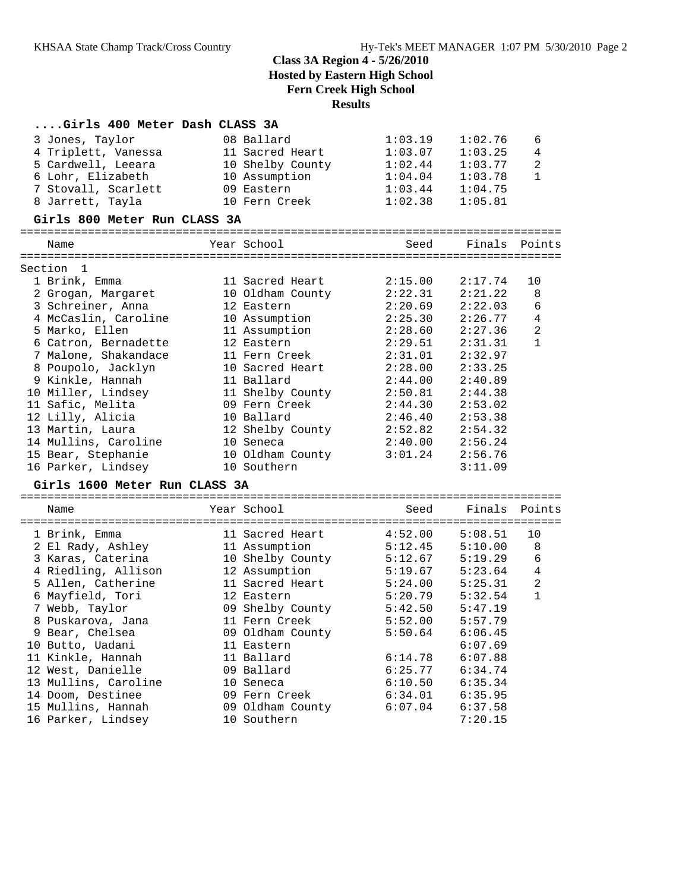# Class 3A Region 4 - 5/26/2010
## Hosted by Eastern High School
## Fern Creek High School
## Results

### ....Girls 400 Meter Dash CLASS 3A

| Name | Year | School | Seed | Finals | Points |
|---|---|---|---|---|---|
| 3 Jones, Taylor | 08 | Ballard | 1:03.19 | 1:02.76 | 6 |
| 4 Triplett, Vanessa | 11 | Sacred Heart | 1:03.07 | 1:03.25 | 4 |
| 5 Cardwell, Leeara | 10 | Shelby County | 1:02.44 | 1:03.77 | 2 |
| 6 Lohr, Elizabeth | 10 | Assumption | 1:04.04 | 1:03.78 | 1 |
| 7 Stovall, Scarlett | 09 | Eastern | 1:03.44 | 1:04.75 | |
| 8 Jarrett, Tayla | 10 | Fern Creek | 1:02.38 | 1:05.81 | |

### Girls 800 Meter Run CLASS 3A

Section 1

| Name | Year | School | Seed | Finals | Points |
|---|---|---|---|---|---|
| 1 Brink, Emma | 11 | Sacred Heart | 2:15.00 | 2:17.74 | 10 |
| 2 Grogan, Margaret | 10 | Oldham County | 2:22.31 | 2:21.22 | 8 |
| 3 Schreiner, Anna | 12 | Eastern | 2:20.69 | 2:22.03 | 6 |
| 4 McCaslin, Caroline | 10 | Assumption | 2:25.30 | 2:26.77 | 4 |
| 5 Marko, Ellen | 11 | Assumption | 2:28.60 | 2:27.36 | 2 |
| 6 Catron, Bernadette | 12 | Eastern | 2:29.51 | 2:31.31 | 1 |
| 7 Malone, Shakandace | 11 | Fern Creek | 2:31.01 | 2:32.97 | |
| 8 Poupolo, Jacklyn | 10 | Sacred Heart | 2:28.00 | 2:33.25 | |
| 9 Kinkle, Hannah | 11 | Ballard | 2:44.00 | 2:40.89 | |
| 10 Miller, Lindsey | 11 | Shelby County | 2:50.81 | 2:44.38 | |
| 11 Safic, Melita | 09 | Fern Creek | 2:44.30 | 2:53.02 | |
| 12 Lilly, Alicia | 10 | Ballard | 2:46.40 | 2:53.38 | |
| 13 Martin, Laura | 12 | Shelby County | 2:52.82 | 2:54.32 | |
| 14 Mullins, Caroline | 10 | Seneca | 2:40.00 | 2:56.24 | |
| 15 Bear, Stephanie | 10 | Oldham County | 3:01.24 | 2:56.76 | |
| 16 Parker, Lindsey | 10 | Southern | | 3:11.09 | |

### Girls 1600 Meter Run CLASS 3A

| Name | Year | School | Seed | Finals | Points |
|---|---|---|---|---|---|
| 1 Brink, Emma | 11 | Sacred Heart | 4:52.00 | 5:08.51 | 10 |
| 2 El Rady, Ashley | 11 | Assumption | 5:12.45 | 5:10.00 | 8 |
| 3 Karas, Caterina | 10 | Shelby County | 5:12.67 | 5:19.29 | 6 |
| 4 Riedling, Allison | 12 | Assumption | 5:19.67 | 5:23.64 | 4 |
| 5 Allen, Catherine | 11 | Sacred Heart | 5:24.00 | 5:25.31 | 2 |
| 6 Mayfield, Tori | 12 | Eastern | 5:20.79 | 5:32.54 | 1 |
| 7 Webb, Taylor | 09 | Shelby County | 5:42.50 | 5:47.19 | |
| 8 Puskarova, Jana | 11 | Fern Creek | 5:52.00 | 5:57.79 | |
| 9 Bear, Chelsea | 09 | Oldham County | 5:50.64 | 6:06.45 | |
| 10 Butto, Uadani | 11 | Eastern | | 6:07.69 | |
| 11 Kinkle, Hannah | 11 | Ballard | 6:14.78 | 6:07.88 | |
| 12 West, Danielle | 09 | Ballard | 6:25.77 | 6:34.74 | |
| 13 Mullins, Caroline | 10 | Seneca | 6:10.50 | 6:35.34 | |
| 14 Doom, Destinee | 09 | Fern Creek | 6:34.01 | 6:35.95 | |
| 15 Mullins, Hannah | 09 | Oldham County | 6:07.04 | 6:37.58 | |
| 16 Parker, Lindsey | 10 | Southern | | 7:20.15 | |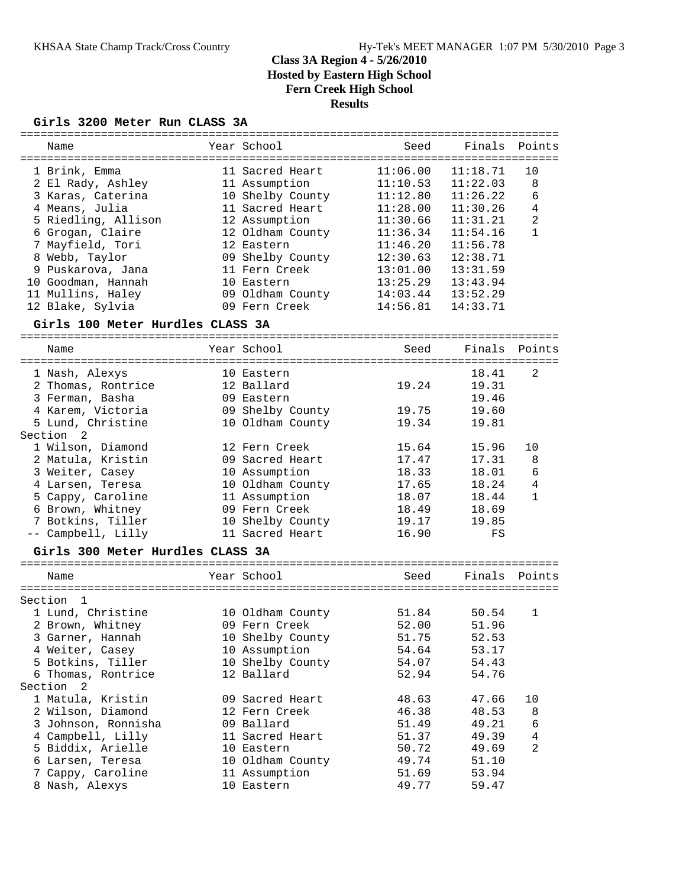# Class 3A Region 4 - 5/26/2010
## Hosted by Eastern High School
## Fern Creek High School
## Results

### Girls 3200 Meter Run CLASS 3A

| | Name | Year | School | Seed | Finals | Points |
|---|---|---|---|---|---|---|
| 1 | Brink, Emma | 11 | Sacred Heart | 11:06.00 | 11:18.71 | 10 |
| 2 | El Rady, Ashley | 11 | Assumption | 11:10.53 | 11:22.03 | 8 |
| 3 | Karas, Caterina | 10 | Shelby County | 11:12.80 | 11:26.22 | 6 |
| 4 | Means, Julia | 11 | Sacred Heart | 11:28.00 | 11:30.26 | 4 |
| 5 | Riedling, Allison | 12 | Assumption | 11:30.66 | 11:31.21 | 2 |
| 6 | Grogan, Claire | 12 | Oldham County | 11:36.34 | 11:54.16 | 1 |
| 7 | Mayfield, Tori | 12 | Eastern | 11:46.20 | 11:56.78 | |
| 8 | Webb, Taylor | 09 | Shelby County | 12:30.63 | 12:38.71 | |
| 9 | Puskarova, Jana | 11 | Fern Creek | 13:01.00 | 13:31.59 | |
| 10 | Goodman, Hannah | 10 | Eastern | 13:25.29 | 13:43.94 | |
| 11 | Mullins, Haley | 09 | Oldham County | 14:03.44 | 13:52.29 | |
| 12 | Blake, Sylvia | 09 | Fern Creek | 14:56.81 | 14:33.71 | |

### Girls 100 Meter Hurdles CLASS 3A

| | Name | Year | School | Seed | Finals | Points |
|---|---|---|---|---|---|---|
| 1 | Nash, Alexys | 10 | Eastern | | 18.41 | 2 |
| 2 | Thomas, Rontrice | 12 | Ballard | 19.24 | 19.31 | |
| 3 | Ferman, Basha | 09 | Eastern | | 19.46 | |
| 4 | Karem, Victoria | 09 | Shelby County | 19.75 | 19.60 | |
| 5 | Lund, Christine | 10 | Oldham County | 19.34 | 19.81 | |
| **Section 2** | | | | | | |
| 1 | Wilson, Diamond | 12 | Fern Creek | 15.64 | 15.96 | 10 |
| 2 | Matula, Kristin | 09 | Sacred Heart | 17.47 | 17.31 | 8 |
| 3 | Weiter, Casey | 10 | Assumption | 18.33 | 18.01 | 6 |
| 4 | Larsen, Teresa | 10 | Oldham County | 17.65 | 18.24 | 4 |
| 5 | Cappy, Caroline | 11 | Assumption | 18.07 | 18.44 | 1 |
| 6 | Brown, Whitney | 09 | Fern Creek | 18.49 | 18.69 | |
| 7 | Botkins, Tiller | 10 | Shelby County | 19.17 | 19.85 | |
| -- | Campbell, Lilly | 11 | Sacred Heart | 16.90 | FS | |

### Girls 300 Meter Hurdles CLASS 3A

| | Name | Year | School | Seed | Finals | Points |
|---|---|---|---|---|---|---|
| **Section 1** | | | | | | |
| 1 | Lund, Christine | 10 | Oldham County | 51.84 | 50.54 | 1 |
| 2 | Brown, Whitney | 09 | Fern Creek | 52.00 | 51.96 | |
| 3 | Garner, Hannah | 10 | Shelby County | 51.75 | 52.53 | |
| 4 | Weiter, Casey | 10 | Assumption | 54.64 | 53.17 | |
| 5 | Botkins, Tiller | 10 | Shelby County | 54.07 | 54.43 | |
| 6 | Thomas, Rontrice | 12 | Ballard | 52.94 | 54.76 | |
| **Section 2** | | | | | | |
| 1 | Matula, Kristin | 09 | Sacred Heart | 48.63 | 47.66 | 10 |
| 2 | Wilson, Diamond | 12 | Fern Creek | 46.38 | 48.53 | 8 |
| 3 | Johnson, Ronnisha | 09 | Ballard | 51.49 | 49.21 | 6 |
| 4 | Campbell, Lilly | 11 | Sacred Heart | 51.37 | 49.39 | 4 |
| 5 | Biddix, Arielle | 10 | Eastern | 50.72 | 49.69 | 2 |
| 6 | Larsen, Teresa | 10 | Oldham County | 49.74 | 51.10 | |
| 7 | Cappy, Caroline | 11 | Assumption | 51.69 | 53.94 | |
| 8 | Nash, Alexys | 10 | Eastern | 49.77 | 59.47 | |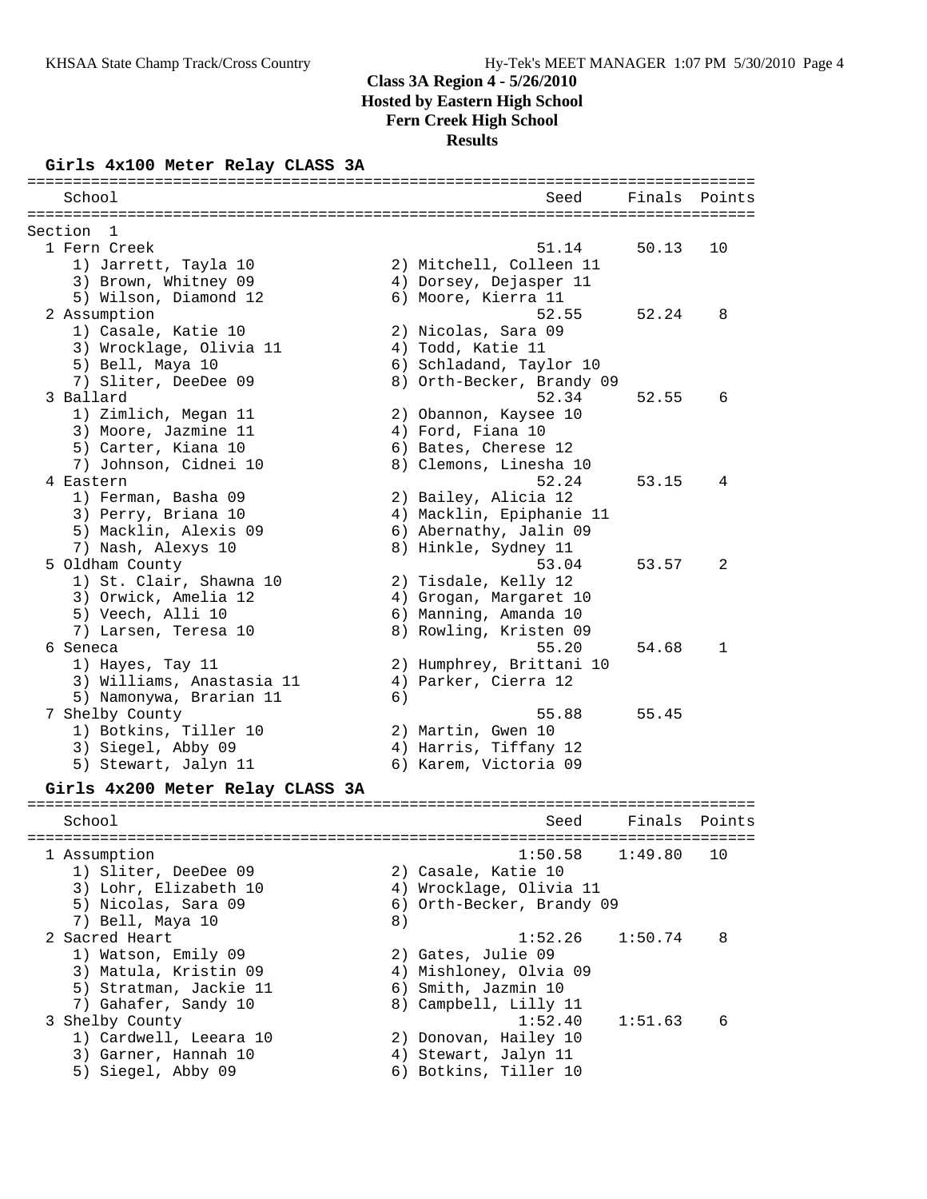# Class 3A Region 4 - 5/26/2010
## Hosted by Eastern High School
## Fern Creek High School
## Results

### Girls 4x100 Meter Relay CLASS 3A

```
================================================================================
    School                                               Seed     Finals  Points
================================================================================
Section  1
  1 Fern Creek                                          51.14      50.13   10
     1) Jarrett, Tayla 10               2) Mitchell, Colleen 11
     3) Brown, Whitney 09               4) Dorsey, Dejasper 11
     5) Wilson, Diamond 12              6) Moore, Kierra 11
  2 Assumption                                          52.55      52.24    8
     1) Casale, Katie 10                2) Nicolas, Sara 09
     3) Wrocklage, Olivia 11            4) Todd, Katie 11
     5) Bell, Maya 10                   6) Schladand, Taylor 10
     7) Sliter, DeeDee 09               8) Orth-Becker, Brandy 09
  3 Ballard                                             52.34      52.55    6
     1) Zimlich, Megan 11               2) Obannon, Kaysee 10
     3) Moore, Jazmine 11               4) Ford, Fiana 10
     5) Carter, Kiana 10                6) Bates, Cherese 12
     7) Johnson, Cidnei 10              8) Clemons, Linesha 10
  4 Eastern                                             52.24      53.15    4
     1) Ferman, Basha 09                2) Bailey, Alicia 12
     3) Perry, Briana 10                4) Macklin, Epiphanie 11
     5) Macklin, Alexis 09              6) Abernathy, Jalin 09
     7) Nash, Alexys 10                 8) Hinkle, Sydney 11
  5 Oldham County                                       53.04      53.57    2
     1) St. Clair, Shawna 10            2) Tisdale, Kelly 12
     3) Orwick, Amelia 12               4) Grogan, Margaret 10
     5) Veech, Alli 10                  6) Manning, Amanda 10
     7) Larsen, Teresa 10               8) Rowling, Kristen 09
  6 Seneca                                              55.20      54.68    1
     1) Hayes, Tay 11                   2) Humphrey, Brittani 10
     3) Williams, Anastasia 11          4) Parker, Cierra 12
     5) Namonywa, Brarian 11            6)
  7 Shelby County                                       55.88      55.45
     1) Botkins, Tiller 10              2) Martin, Gwen 10
     3) Siegel, Abby 09                 4) Harris, Tiffany 12
     5) Stewart, Jalyn 11               6) Karem, Victoria 09
```

### Girls 4x200 Meter Relay CLASS 3A

```
================================================================================
    School                                               Seed     Finals  Points
================================================================================
  1 Assumption                                        1:50.58    1:49.80   10
     1) Sliter, DeeDee 09               2) Casale, Katie 10
     3) Lohr, Elizabeth 10              4) Wrocklage, Olivia 11
     5) Nicolas, Sara 09                6) Orth-Becker, Brandy 09
     7) Bell, Maya 10                   8)
  2 Sacred Heart                                      1:52.26    1:50.74    8
     1) Watson, Emily 09                2) Gates, Julie 09
     3) Matula, Kristin 09              4) Mishloney, Olvia 09
     5) Stratman, Jackie 11             6) Smith, Jazmin 10
     7) Gahafer, Sandy 10               8) Campbell, Lilly 11
  3 Shelby County                                     1:52.40    1:51.63    6
     1) Cardwell, Leeara 10             2) Donovan, Hailey 10
     3) Garner, Hannah 10               4) Stewart, Jalyn 11
     5) Siegel, Abby 09                 6) Botkins, Tiller 10
```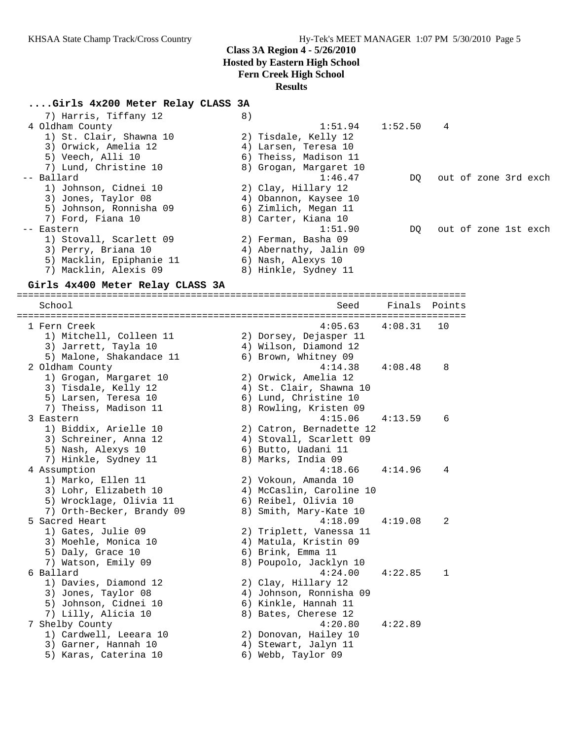## Class 3A Region 4 - 5/26/2010
## Hosted by Eastern High School
## Fern Creek High School
## Results

### ....Girls 4x200 Meter Relay CLASS 3A

```
    7) Harris, Tiffany 12              8)
  4 Oldham County                                  1:51.94    1:52.50    4
     1) St. Clair, Shawna 10           2) Tisdale, Kelly 12
     3) Orwick, Amelia 12              4) Larsen, Teresa 10
     5) Veech, Alli 10                 6) Theiss, Madison 11
     7) Lund, Christine 10             8) Grogan, Margaret 10
 -- Ballard                                        1:46.47         DQ   out of zone 3rd exch
     1) Johnson, Cidnei 10             2) Clay, Hillary 12
     3) Jones, Taylor 08               4) Obannon, Kaysee 10
     5) Johnson, Ronnisha 09           6) Zimlich, Megan 11
     7) Ford, Fiana 10                 8) Carter, Kiana 10
 -- Eastern                                        1:51.90         DQ   out of zone 1st exch
     1) Stovall, Scarlett 09           2) Ferman, Basha 09
     3) Perry, Briana 10               4) Abernathy, Jalin 09
     5) Macklin, Epiphanie 11          6) Nash, Alexys 10
     7) Macklin, Alexis 09             8) Hinkle, Sydney 11
```

### Girls 4x400 Meter Relay CLASS 3A

```
===========================================================================
    School                                            Seed     Finals  Points
===========================================================================
  1 Fern Creek                                     4:05.63    4:08.31   10
     1) Mitchell, Colleen 11           2) Dorsey, Dejasper 11
     3) Jarrett, Tayla 10              4) Wilson, Diamond 12
     5) Malone, Shakandace 11          6) Brown, Whitney 09
  2 Oldham County                                  4:14.38    4:08.48    8
     1) Grogan, Margaret 10            2) Orwick, Amelia 12
     3) Tisdale, Kelly 12              4) St. Clair, Shawna 10
     5) Larsen, Teresa 10              6) Lund, Christine 10
     7) Theiss, Madison 11             8) Rowling, Kristen 09
  3 Eastern                                        4:15.06    4:13.59    6
     1) Biddix, Arielle 10             2) Catron, Bernadette 12
     3) Schreiner, Anna 12             4) Stovall, Scarlett 09
     5) Nash, Alexys 10                6) Butto, Uadani 11
     7) Hinkle, Sydney 11              8) Marks, India 09
  4 Assumption                                     4:18.66    4:14.96    4
     1) Marko, Ellen 11                2) Vokoun, Amanda 10
     3) Lohr, Elizabeth 10             4) McCaslin, Caroline 10
     5) Wrocklage, Olivia 11           6) Reibel, Olivia 10
     7) Orth-Becker, Brandy 09         8) Smith, Mary-Kate 10
  5 Sacred Heart                                   4:18.09    4:19.08    2
     1) Gates, Julie 09                2) Triplett, Vanessa 11
     3) Moehle, Monica 10              4) Matula, Kristin 09
     5) Daly, Grace 10                 6) Brink, Emma 11
     7) Watson, Emily 09               8) Poupolo, Jacklyn 10
  6 Ballard                                        4:24.00    4:22.85    1
     1) Davies, Diamond 12             2) Clay, Hillary 12
     3) Jones, Taylor 08               4) Johnson, Ronnisha 09
     5) Johnson, Cidnei 10             6) Kinkle, Hannah 11
     7) Lilly, Alicia 10               8) Bates, Cherese 12
  7 Shelby County                                  4:20.80    4:22.89
     1) Cardwell, Leeara 10            2) Donovan, Hailey 10
     3) Garner, Hannah 10              4) Stewart, Jalyn 11
     5) Karas, Caterina 10             6) Webb, Taylor 09
```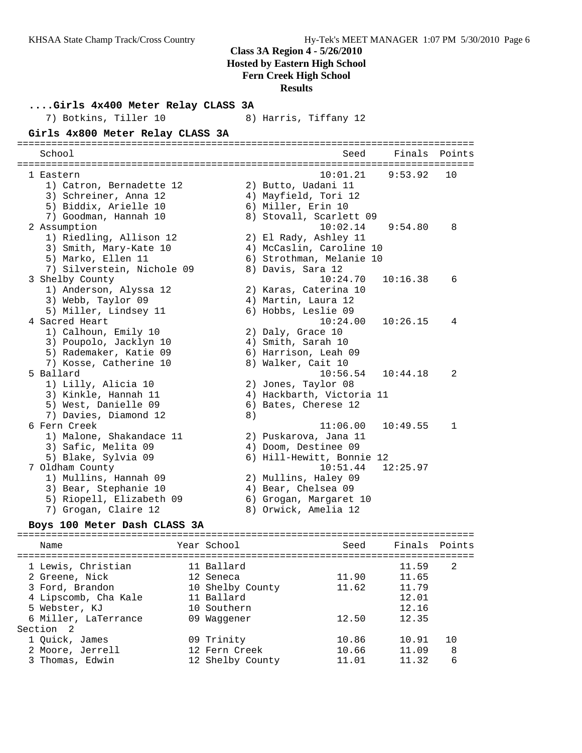**Class 3A Region 4 - 5/26/2010**
**Hosted by Eastern High School**
**Fern Creek High School**
**Results**

### ....Girls 4x400 Meter Relay CLASS 3A

7) Botkins, Tiller 10 8) Harris, Tiffany 12

### Girls 4x800 Meter Relay CLASS 3A

| School | Seed | Finals | Points |
|---|---|---|---|
| 1 Eastern | 10:01.21 | 9:53.92 | 10 |
| 1) Catron, Bernadette 12; 2) Butto, Uadani 11; 3) Schreiner, Anna 12; 4) Mayfield, Tori 12; 5) Biddix, Arielle 10; 6) Miller, Erin 10; 7) Goodman, Hannah 10; 8) Stovall, Scarlett 09 | | | |
| 2 Assumption | 10:02.14 | 9:54.80 | 8 |
| 1) Riedling, Allison 12; 2) El Rady, Ashley 11; 3) Smith, Mary-Kate 10; 4) McCaslin, Caroline 10; 5) Marko, Ellen 11; 6) Strothman, Melanie 10; 7) Silverstein, Nichole 09; 8) Davis, Sara 12 | | | |
| 3 Shelby County | 10:24.70 | 10:16.38 | 6 |
| 1) Anderson, Alyssa 12; 2) Karas, Caterina 10; 3) Webb, Taylor 09; 4) Martin, Laura 12; 5) Miller, Lindsey 11; 6) Hobbs, Leslie 09 | | | |
| 4 Sacred Heart | 10:24.00 | 10:26.15 | 4 |
| 1) Calhoun, Emily 10; 2) Daly, Grace 10; 3) Poupolo, Jacklyn 10; 4) Smith, Sarah 10; 5) Rademaker, Katie 09; 6) Harrison, Leah 09; 7) Kosse, Catherine 10; 8) Walker, Cait 10 | | | |
| 5 Ballard | 10:56.54 | 10:44.18 | 2 |
| 1) Lilly, Alicia 10; 2) Jones, Taylor 08; 3) Kinkle, Hannah 11; 4) Hackbarth, Victoria 11; 5) West, Danielle 09; 6) Bates, Cherese 12; 7) Davies, Diamond 12; 8) | | | |
| 6 Fern Creek | 11:06.00 | 10:49.55 | 1 |
| 1) Malone, Shakandace 11; 2) Puskarova, Jana 11; 3) Safic, Melita 09; 4) Doom, Destinee 09; 5) Blake, Sylvia 09; 6) Hill-Hewitt, Bonnie 12 | | | |
| 7 Oldham County | 10:51.44 | 12:25.97 | |
| 1) Mullins, Hannah 09; 2) Mullins, Haley 09; 3) Bear, Stephanie 10; 4) Bear, Chelsea 09; 5) Riopell, Elizabeth 09; 6) Grogan, Margaret 10; 7) Grogan, Claire 12; 8) Orwick, Amelia 12 | | | |

### Boys 100 Meter Dash CLASS 3A

| Name | Year School | Seed | Finals | Points |
|---|---|---|---|---|
| 1 Lewis, Christian | 11 Ballard | | 11.59 | 2 |
| 2 Greene, Nick | 12 Seneca | 11.90 | 11.65 | |
| 3 Ford, Brandon | 10 Shelby County | 11.62 | 11.79 | |
| 4 Lipscomb, Cha Kale | 11 Ballard | | 12.01 | |
| 5 Webster, KJ | 10 Southern | | 12.16 | |
| 6 Miller, LaTerrance | 09 Waggener | 12.50 | 12.35 | |
| **Section 2** | | | | |
| 1 Quick, James | 09 Trinity | 10.86 | 10.91 | 10 |
| 2 Moore, Jerrell | 12 Fern Creek | 10.66 | 11.09 | 8 |
| 3 Thomas, Edwin | 12 Shelby County | 11.01 | 11.32 | 6 |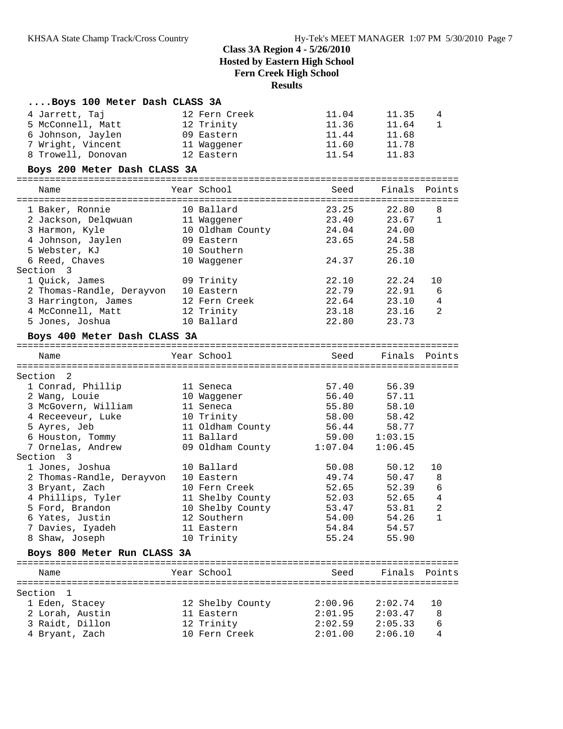## Class 3A Region 4 - 5/26/2010
## Hosted by Eastern High School
## Fern Creek High School
## Results

### ....Boys 100 Meter Dash CLASS 3A

| Name | Year | School | Seed | Finals | Points |
|---|---|---|---|---|---|
| 4 Jarrett, Taj | 12 | Fern Creek | 11.04 | 11.35 | 4 |
| 5 McConnell, Matt | 12 | Trinity | 11.36 | 11.64 | 1 |
| 6 Johnson, Jaylen | 09 | Eastern | 11.44 | 11.68 | |
| 7 Wright, Vincent | 11 | Waggener | 11.60 | 11.78 | |
| 8 Trowell, Donovan | 12 | Eastern | 11.54 | 11.83 | |

### Boys 200 Meter Dash CLASS 3A

| Name | Year | School | Seed | Finals | Points |
|---|---|---|---|---|---|
| 1 Baker, Ronnie | 10 | Ballard | 23.25 | 22.80 | 8 |
| 2 Jackson, Delqwuan | 11 | Waggener | 23.40 | 23.67 | 1 |
| 3 Harmon, Kyle | 10 | Oldham County | 24.04 | 24.00 | |
| 4 Johnson, Jaylen | 09 | Eastern | 23.65 | 24.58 | |
| 5 Webster, KJ | 10 | Southern | | 25.38 | |
| 6 Reed, Chaves | 10 | Waggener | 24.37 | 26.10 | |
| **Section 3** | | | | | |
| 1 Quick, James | 09 | Trinity | 22.10 | 22.24 | 10 |
| 2 Thomas-Randle, Derayvon | 10 | Eastern | 22.79 | 22.91 | 6 |
| 3 Harrington, James | 12 | Fern Creek | 22.64 | 23.10 | 4 |
| 4 McConnell, Matt | 12 | Trinity | 23.18 | 23.16 | 2 |
| 5 Jones, Joshua | 10 | Ballard | 22.80 | 23.73 | |

### Boys 400 Meter Dash CLASS 3A

| Name | Year | School | Seed | Finals | Points |
|---|---|---|---|---|---|
| **Section 2** | | | | | |
| 1 Conrad, Phillip | 11 | Seneca | 57.40 | 56.39 | |
| 2 Wang, Louie | 10 | Waggener | 56.40 | 57.11 | |
| 3 McGovern, William | 11 | Seneca | 55.80 | 58.10 | |
| 4 Receeveur, Luke | 10 | Trinity | 58.00 | 58.42 | |
| 5 Ayres, Jeb | 11 | Oldham County | 56.44 | 58.77 | |
| 6 Houston, Tommy | 11 | Ballard | 59.00 | 1:03.15 | |
| 7 Ornelas, Andrew | 09 | Oldham County | 1:07.04 | 1:06.45 | |
| **Section 3** | | | | | |
| 1 Jones, Joshua | 10 | Ballard | 50.08 | 50.12 | 10 |
| 2 Thomas-Randle, Derayvon | 10 | Eastern | 49.74 | 50.47 | 8 |
| 3 Bryant, Zach | 10 | Fern Creek | 52.65 | 52.39 | 6 |
| 4 Phillips, Tyler | 11 | Shelby County | 52.03 | 52.65 | 4 |
| 5 Ford, Brandon | 10 | Shelby County | 53.47 | 53.81 | 2 |
| 6 Yates, Justin | 12 | Southern | 54.00 | 54.26 | 1 |
| 7 Davies, Iyadeh | 11 | Eastern | 54.84 | 54.57 | |
| 8 Shaw, Joseph | 10 | Trinity | 55.24 | 55.90 | |

### Boys 800 Meter Run CLASS 3A

| Name | Year | School | Seed | Finals | Points |
|---|---|---|---|---|---|
| **Section 1** | | | | | |
| 1 Eden, Stacey | 12 | Shelby County | 2:00.96 | 2:02.74 | 10 |
| 2 Lorah, Austin | 11 | Eastern | 2:01.95 | 2:03.47 | 8 |
| 3 Raidt, Dillon | 12 | Trinity | 2:02.59 | 2:05.33 | 6 |
| 4 Bryant, Zach | 10 | Fern Creek | 2:01.00 | 2:06.10 | 4 |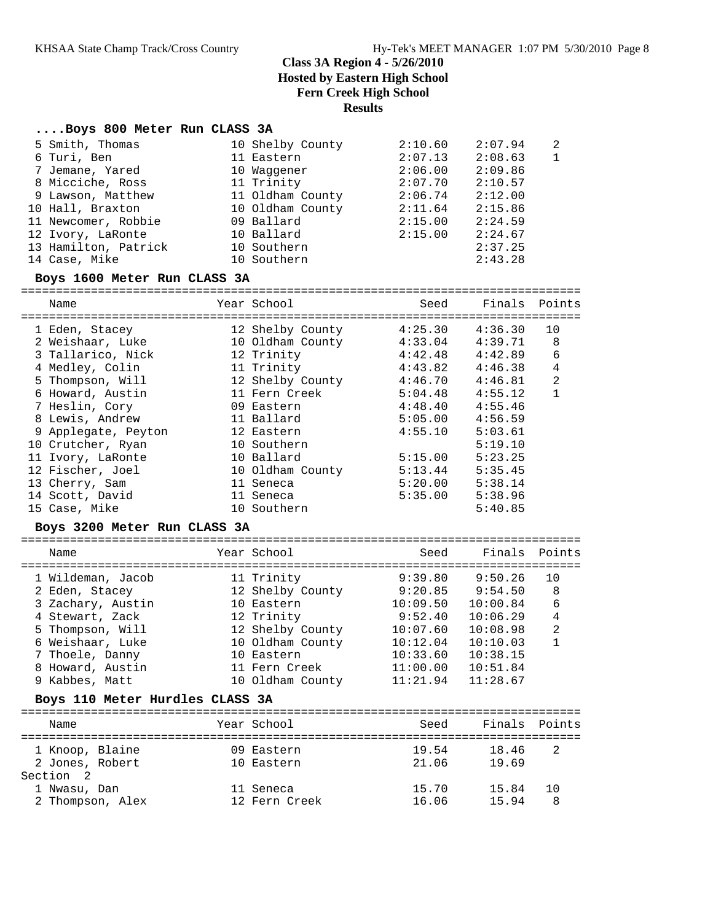# Class 3A Region 4 - 5/26/2010

**Hosted by Eastern High School**

**Fern Creek High School**

**Results**

### ....Boys 800 Meter Run CLASS 3A

| Place | Name | Year | School | Seed | Finals | Points |
|---|---|---|---|---|---|---|
| 5 | Smith, Thomas | 10 | Shelby County | 2:10.60 | 2:07.94 | 2 |
| 6 | Turi, Ben | 11 | Eastern | 2:07.13 | 2:08.63 | 1 |
| 7 | Jemane, Yared | 10 | Waggener | 2:06.00 | 2:09.86 | |
| 8 | Micciche, Ross | 11 | Trinity | 2:07.70 | 2:10.57 | |
| 9 | Lawson, Matthew | 11 | Oldham County | 2:06.74 | 2:12.00 | |
| 10 | Hall, Braxton | 10 | Oldham County | 2:11.64 | 2:15.86 | |
| 11 | Newcomer, Robbie | 09 | Ballard | 2:15.00 | 2:24.59 | |
| 12 | Ivory, LaRonte | 10 | Ballard | 2:15.00 | 2:24.67 | |
| 13 | Hamilton, Patrick | 10 | Southern | | 2:37.25 | |
| 14 | Case, Mike | 10 | Southern | | 2:43.28 | |

### Boys 1600 Meter Run CLASS 3A

| Place | Name | Year | School | Seed | Finals | Points |
|---|---|---|---|---|---|---|
| 1 | Eden, Stacey | 12 | Shelby County | 4:25.30 | 4:36.30 | 10 |
| 2 | Weishaar, Luke | 10 | Oldham County | 4:33.04 | 4:39.71 | 8 |
| 3 | Tallarico, Nick | 12 | Trinity | 4:42.48 | 4:42.89 | 6 |
| 4 | Medley, Colin | 11 | Trinity | 4:43.82 | 4:46.38 | 4 |
| 5 | Thompson, Will | 12 | Shelby County | 4:46.70 | 4:46.81 | 2 |
| 6 | Howard, Austin | 11 | Fern Creek | 5:04.48 | 4:55.12 | 1 |
| 7 | Heslin, Cory | 09 | Eastern | 4:48.40 | 4:55.46 | |
| 8 | Lewis, Andrew | 11 | Ballard | 5:05.00 | 4:56.59 | |
| 9 | Applegate, Peyton | 12 | Eastern | 4:55.10 | 5:03.61 | |
| 10 | Crutcher, Ryan | 10 | Southern | | 5:19.10 | |
| 11 | Ivory, LaRonte | 10 | Ballard | 5:15.00 | 5:23.25 | |
| 12 | Fischer, Joel | 10 | Oldham County | 5:13.44 | 5:35.45 | |
| 13 | Cherry, Sam | 11 | Seneca | 5:20.00 | 5:38.14 | |
| 14 | Scott, David | 11 | Seneca | 5:35.00 | 5:38.96 | |
| 15 | Case, Mike | 10 | Southern | | 5:40.85 | |

### Boys 3200 Meter Run CLASS 3A

| Place | Name | Year | School | Seed | Finals | Points |
|---|---|---|---|---|---|---|
| 1 | Wildeman, Jacob | 11 | Trinity | 9:39.80 | 9:50.26 | 10 |
| 2 | Eden, Stacey | 12 | Shelby County | 9:20.85 | 9:54.50 | 8 |
| 3 | Zachary, Austin | 10 | Eastern | 10:09.50 | 10:00.84 | 6 |
| 4 | Stewart, Zack | 12 | Trinity | 9:52.40 | 10:06.29 | 4 |
| 5 | Thompson, Will | 12 | Shelby County | 10:07.60 | 10:08.98 | 2 |
| 6 | Weishaar, Luke | 10 | Oldham County | 10:12.04 | 10:10.03 | 1 |
| 7 | Thoele, Danny | 10 | Eastern | 10:33.60 | 10:38.15 | |
| 8 | Howard, Austin | 11 | Fern Creek | 11:00.00 | 10:51.84 | |
| 9 | Kabbes, Matt | 10 | Oldham County | 11:21.94 | 11:28.67 | |

### Boys 110 Meter Hurdles CLASS 3A

| Place | Name | Year | School | Seed | Finals | Points |
|---|---|---|---|---|---|---|
| 1 | Knoop, Blaine | 09 | Eastern | 19.54 | 18.46 | 2 |
| 2 | Jones, Robert | 10 | Eastern | 21.06 | 19.69 | |
| **Section 2** | | | | | | |
| 1 | Nwasu, Dan | 11 | Seneca | 15.70 | 15.84 | 10 |
| 2 | Thompson, Alex | 12 | Fern Creek | 16.06 | 15.94 | 8 |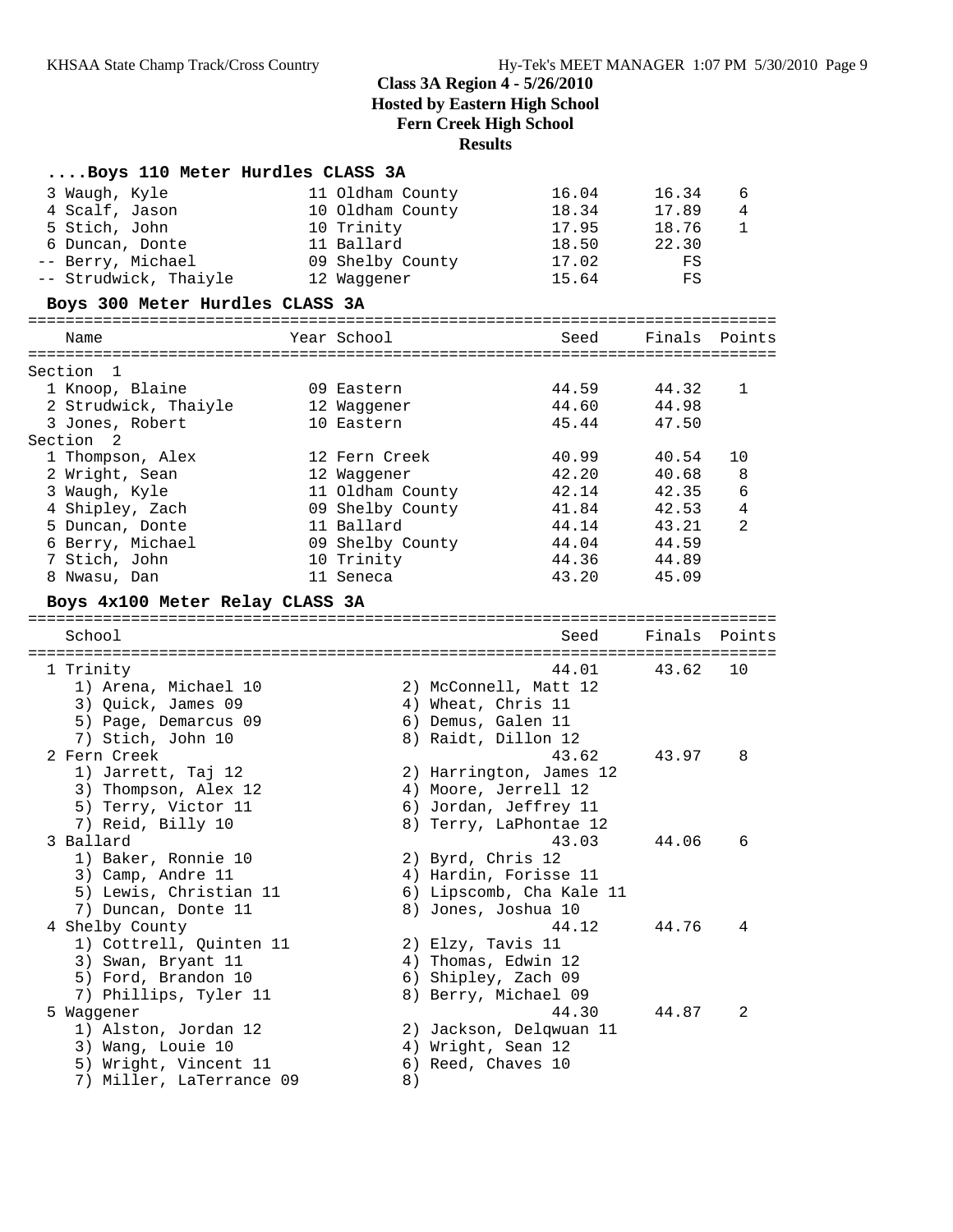## Class 3A Region 4 - 5/26/2010
## Hosted by Eastern High School
## Fern Creek High School
## Results

### ....Boys 110 Meter Hurdles CLASS 3A

| Place | Name | Year | School | Seed | Finals | Points |
|---|---|---|---|---|---|---|
| 3 | Waugh, Kyle | 11 | Oldham County | 16.04 | 16.34 | 6 |
| 4 | Scalf, Jason | 10 | Oldham County | 18.34 | 17.89 | 4 |
| 5 | Stich, John | 10 | Trinity | 17.95 | 18.76 | 1 |
| 6 | Duncan, Donte | 11 | Ballard | 18.50 | 22.30 | |
| -- | Berry, Michael | 09 | Shelby County | 17.02 | FS | |
| -- | Strudwick, Thaiyle | 12 | Waggener | 15.64 | FS | |

### Boys 300 Meter Hurdles CLASS 3A

| Place | Name | Year | School | Seed | Finals | Points |
|---|---|---|---|---|---|---|
| **Section 1** | | | | | | |
| 1 | Knoop, Blaine | 09 | Eastern | 44.59 | 44.32 | 1 |
| 2 | Strudwick, Thaiyle | 12 | Waggener | 44.60 | 44.98 | |
| 3 | Jones, Robert | 10 | Eastern | 45.44 | 47.50 | |
| **Section 2** | | | | | | |
| 1 | Thompson, Alex | 12 | Fern Creek | 40.99 | 40.54 | 10 |
| 2 | Wright, Sean | 12 | Waggener | 42.20 | 40.68 | 8 |
| 3 | Waugh, Kyle | 11 | Oldham County | 42.14 | 42.35 | 6 |
| 4 | Shipley, Zach | 09 | Shelby County | 41.84 | 42.53 | 4 |
| 5 | Duncan, Donte | 11 | Ballard | 44.14 | 43.21 | 2 |
| 6 | Berry, Michael | 09 | Shelby County | 44.04 | 44.59 | |
| 7 | Stich, John | 10 | Trinity | 44.36 | 44.89 | |
| 8 | Nwasu, Dan | 11 | Seneca | 43.20 | 45.09 | |

### Boys 4x100 Meter Relay CLASS 3A

| Place | School | Seed | Finals | Points |
|---|---|---|---|---|
| 1 | Trinity | 44.01 | 43.62 | 10 |
| 2 | Fern Creek | 43.62 | 43.97 | 8 |
| 3 | Ballard | 43.03 | 44.06 | 6 |
| 4 | Shelby County | 44.12 | 44.76 | 4 |
| 5 | Waggener | 44.30 | 44.87 | 2 |

**1 Trinity**
1) Arena, Michael 10; 2) McConnell, Matt 12; 3) Quick, James 09; 4) Wheat, Chris 11; 5) Page, Demarcus 09; 6) Demus, Galen 11; 7) Stich, John 10; 8) Raidt, Dillon 12

**2 Fern Creek**
1) Jarrett, Taj 12; 2) Harrington, James 12; 3) Thompson, Alex 12; 4) Moore, Jerrell 12; 5) Terry, Victor 11; 6) Jordan, Jeffrey 11; 7) Reid, Billy 10; 8) Terry, LaPhontae 12

**3 Ballard**
1) Baker, Ronnie 10; 2) Byrd, Chris 12; 3) Camp, Andre 11; 4) Hardin, Forisse 11; 5) Lewis, Christian 11; 6) Lipscomb, Cha Kale 11; 7) Duncan, Donte 11; 8) Jones, Joshua 10

**4 Shelby County**
1) Cottrell, Quinten 11; 2) Elzy, Tavis 11; 3) Swan, Bryant 11; 4) Thomas, Edwin 12; 5) Ford, Brandon 10; 6) Shipley, Zach 09; 7) Phillips, Tyler 11; 8) Berry, Michael 09

**5 Waggener**
1) Alston, Jordan 12; 2) Jackson, Delqwuan 11; 3) Wang, Louie 10; 4) Wright, Sean 12; 5) Wright, Vincent 11; 6) Reed, Chaves 10; 7) Miller, LaTerrance 09; 8)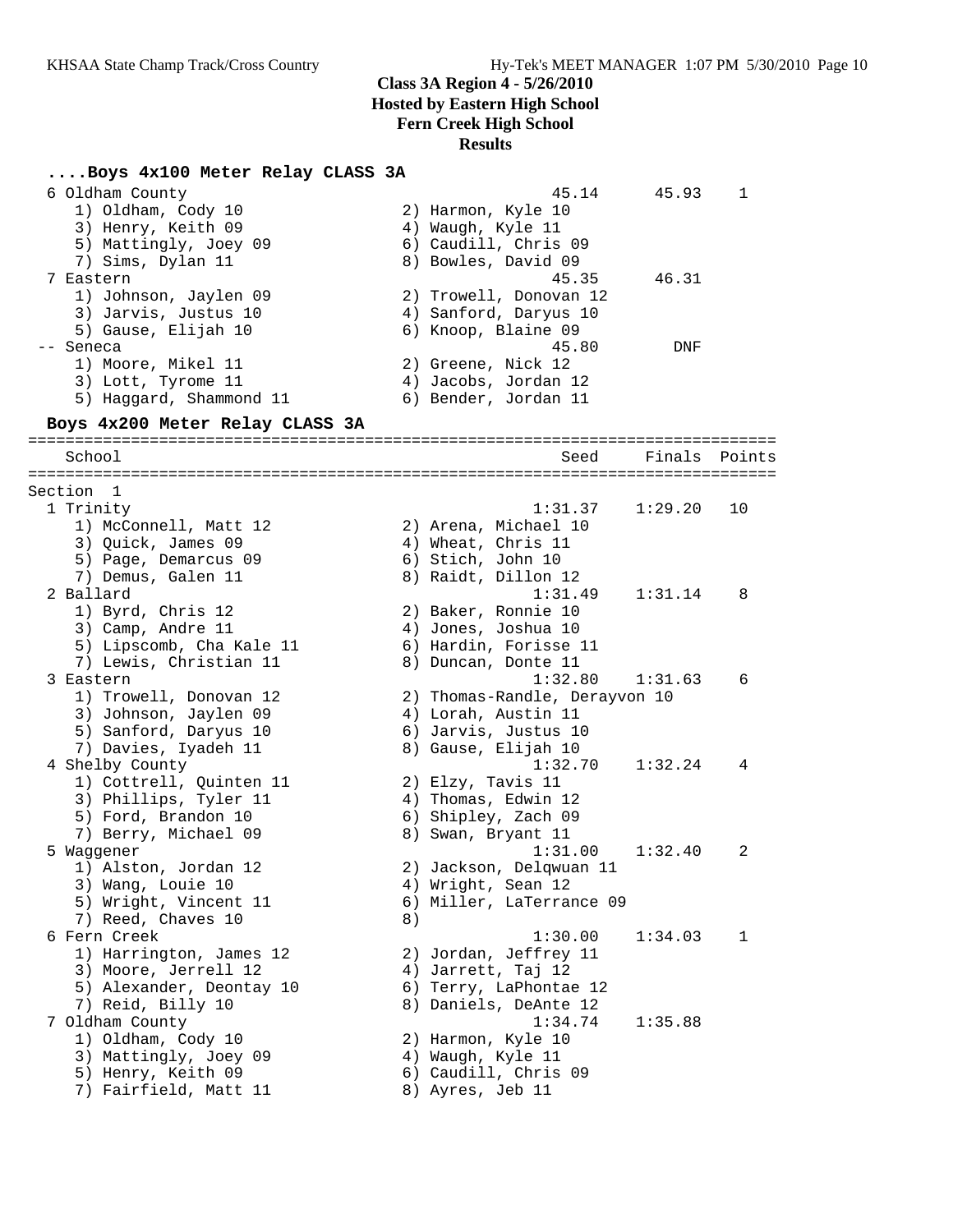## Class 3A Region 4 - 5/26/2010
### Hosted by Eastern High School
### Fern Creek High School
### Results

**....Boys 4x100 Meter Relay CLASS 3A**

```
  6 Oldham County                                     45.14      45.93    1
     1) Oldham, Cody 10                2) Harmon, Kyle 10
     3) Henry, Keith 09                4) Waugh, Kyle 11
     5) Mattingly, Joey 09             6) Caudill, Chris 09
     7) Sims, Dylan 11                 8) Bowles, David 09
  7 Eastern                                           45.35      46.31
     1) Johnson, Jaylen 09             2) Trowell, Donovan 12
     3) Jarvis, Justus 10              4) Sanford, Daryus 10
     5) Gause, Elijah 10               6) Knoop, Blaine 09
 -- Seneca                                            45.80        DNF
     1) Moore, Mikel 11                2) Greene, Nick 12
     3) Lott, Tyrome 11                4) Jacobs, Jordan 12
     5) Haggard, Shammond 11           6) Bender, Jordan 11
```

**Boys 4x200 Meter Relay CLASS 3A**

```
===============================================================================
    School                                            Seed     Finals  Points
===============================================================================
Section  1
  1 Trinity                                         1:31.37    1:29.20   10
     1) McConnell, Matt 12             2) Arena, Michael 10
     3) Quick, James 09                4) Wheat, Chris 11
     5) Page, Demarcus 09              6) Stich, John 10
     7) Demus, Galen 11                8) Raidt, Dillon 12
  2 Ballard                                         1:31.49    1:31.14    8
     1) Byrd, Chris 12                 2) Baker, Ronnie 10
     3) Camp, Andre 11                 4) Jones, Joshua 10
     5) Lipscomb, Cha Kale 11          6) Hardin, Forisse 11
     7) Lewis, Christian 11            8) Duncan, Donte 11
  3 Eastern                                         1:32.80    1:31.63    6
     1) Trowell, Donovan 12            2) Thomas-Randle, Derayvon 10
     3) Johnson, Jaylen 09             4) Lorah, Austin 11
     5) Sanford, Daryus 10             6) Jarvis, Justus 10
     7) Davies, Iyadeh 11              8) Gause, Elijah 10
  4 Shelby County                                   1:32.70    1:32.24    4
     1) Cottrell, Quinten 11           2) Elzy, Tavis 11
     3) Phillips, Tyler 11             4) Thomas, Edwin 12
     5) Ford, Brandon 10               6) Shipley, Zach 09
     7) Berry, Michael 09              8) Swan, Bryant 11
  5 Waggener                                        1:31.00    1:32.40    2
     1) Alston, Jordan 12              2) Jackson, Delqwuan 11
     3) Wang, Louie 10                 4) Wright, Sean 12
     5) Wright, Vincent 11             6) Miller, LaTerrance 09
     7) Reed, Chaves 10                8)
  6 Fern Creek                                      1:30.00    1:34.03    1
     1) Harrington, James 12           2) Jordan, Jeffrey 11
     3) Moore, Jerrell 12              4) Jarrett, Taj 12
     5) Alexander, Deontay 10          6) Terry, LaPhontae 12
     7) Reid, Billy 10                 8) Daniels, DeAnte 12
  7 Oldham County                                   1:34.74    1:35.88
     1) Oldham, Cody 10                2) Harmon, Kyle 10
     3) Mattingly, Joey 09             4) Waugh, Kyle 11
     5) Henry, Keith 09                6) Caudill, Chris 09
     7) Fairfield, Matt 11             8) Ayres, Jeb 11
```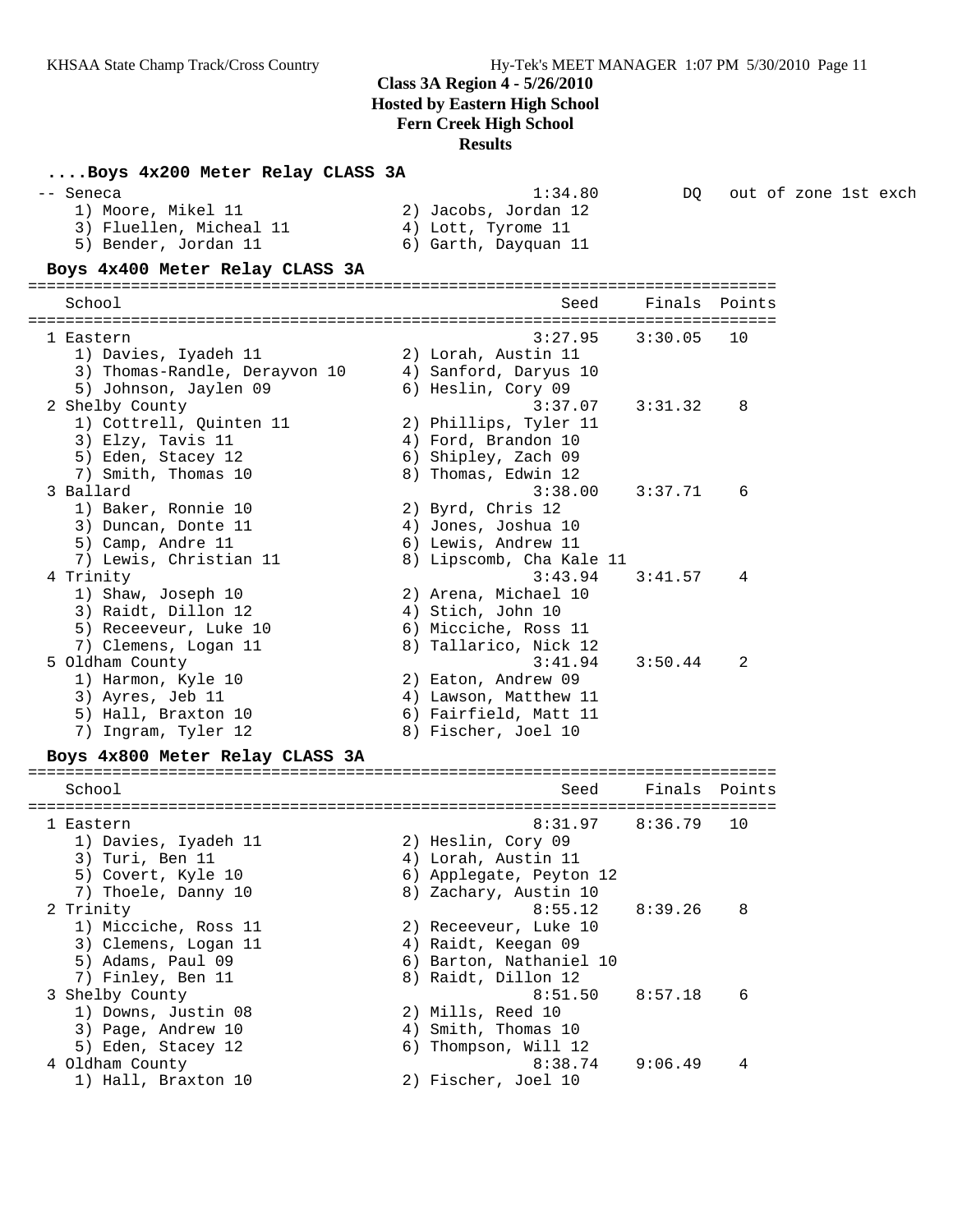**Class 3A Region 4 - 5/26/2010**
**Hosted by Eastern High School**
**Fern Creek High School**
**Results**

### ....Boys 4x200 Meter Relay CLASS 3A

```
 -- Seneca                                          1:34.80         DQ   out of zone 1st exch
     1) Moore, Mikel 11                 2) Jacobs, Jordan 12
     3) Fluellen, Micheal 11            4) Lott, Tyrome 11
     5) Bender, Jordan 11               6) Garth, Dayquan 11
```

### Boys 4x400 Meter Relay CLASS 3A

```
================================================================================
    School                                               Seed     Finals  Points
================================================================================
  1 Eastern                                           3:27.95    3:30.05   10
     1) Davies, Iyadeh 11               2) Lorah, Austin 11
     3) Thomas-Randle, Derayvon 10      4) Sanford, Daryus 10
     5) Johnson, Jaylen 09              6) Heslin, Cory 09
  2 Shelby County                                     3:37.07    3:31.32    8
     1) Cottrell, Quinten 11            2) Phillips, Tyler 11
     3) Elzy, Tavis 11                  4) Ford, Brandon 10
     5) Eden, Stacey 12                 6) Shipley, Zach 09
     7) Smith, Thomas 10                8) Thomas, Edwin 12
  3 Ballard                                           3:38.00    3:37.71    6
     1) Baker, Ronnie 10                2) Byrd, Chris 12
     3) Duncan, Donte 11                4) Jones, Joshua 10
     5) Camp, Andre 11                  6) Lewis, Andrew 11
     7) Lewis, Christian 11             8) Lipscomb, Cha Kale 11
  4 Trinity                                           3:43.94    3:41.57    4
     1) Shaw, Joseph 10                 2) Arena, Michael 10
     3) Raidt, Dillon 12                4) Stich, John 10
     5) Receeveur, Luke 10              6) Micciche, Ross 11
     7) Clemens, Logan 11               8) Tallarico, Nick 12
  5 Oldham County                                     3:41.94    3:50.44    2
     1) Harmon, Kyle 10                 2) Eaton, Andrew 09
     3) Ayres, Jeb 11                   4) Lawson, Matthew 11
     5) Hall, Braxton 10                6) Fairfield, Matt 11
     7) Ingram, Tyler 12                8) Fischer, Joel 10
```

### Boys 4x800 Meter Relay CLASS 3A

```
================================================================================
    School                                               Seed     Finals  Points
================================================================================
  1 Eastern                                           8:31.97    8:36.79   10
     1) Davies, Iyadeh 11               2) Heslin, Cory 09
     3) Turi, Ben 11                    4) Lorah, Austin 11
     5) Covert, Kyle 10                 6) Applegate, Peyton 12
     7) Thoele, Danny 10                8) Zachary, Austin 10
  2 Trinity                                           8:55.12    8:39.26    8
     1) Micciche, Ross 11               2) Receeveur, Luke 10
     3) Clemens, Logan 11               4) Raidt, Keegan 09
     5) Adams, Paul 09                  6) Barton, Nathaniel 10
     7) Finley, Ben 11                  8) Raidt, Dillon 12
  3 Shelby County                                     8:51.50    8:57.18    6
     1) Downs, Justin 08                2) Mills, Reed 10
     3) Page, Andrew 10                 4) Smith, Thomas 10
     5) Eden, Stacey 12                 6) Thompson, Will 12
  4 Oldham County                                     8:38.74    9:06.49    4
     1) Hall, Braxton 10                2) Fischer, Joel 10
```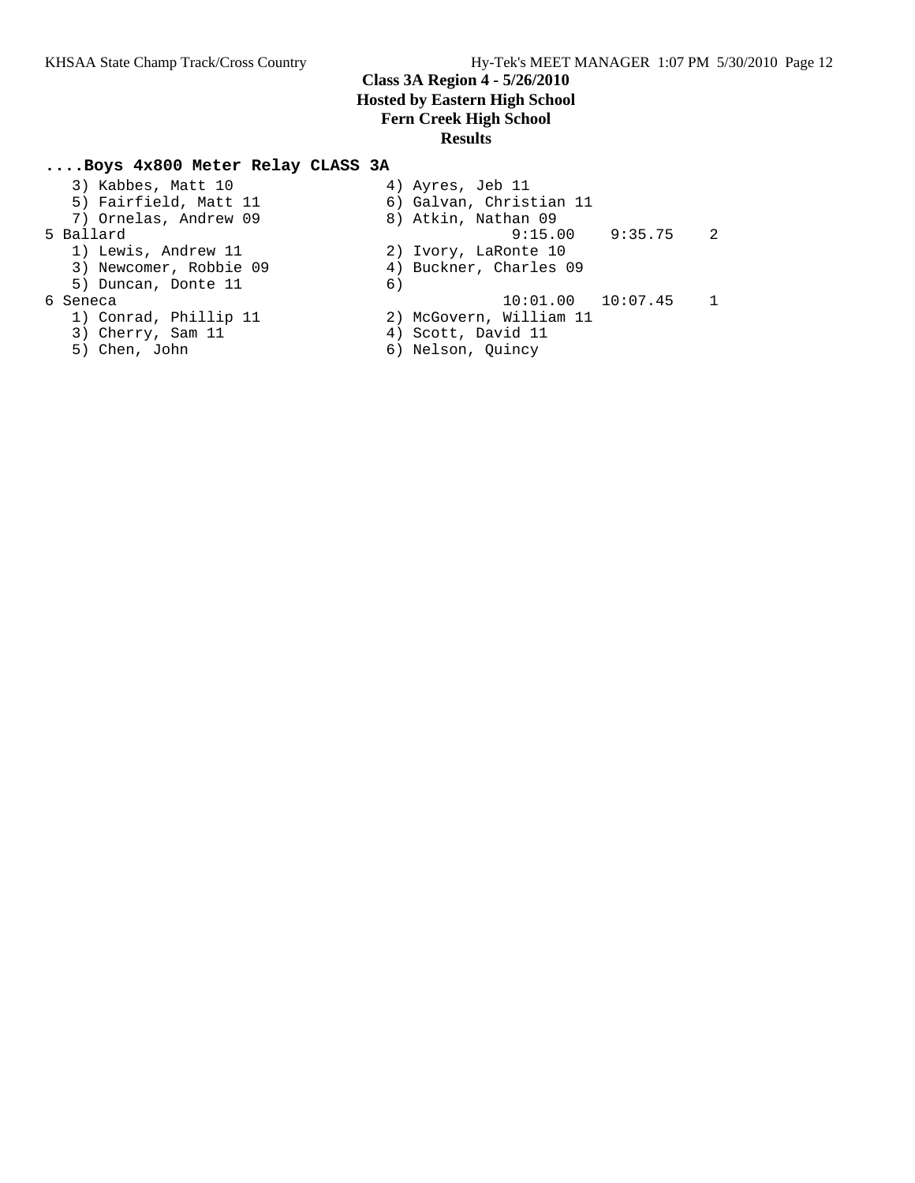**Class 3A Region 4 - 5/26/2010**
**Hosted by Eastern High School**
**Fern Creek High School**
**Results**

### ....Boys 4x800 Meter Relay CLASS 3A

```
   3) Kabbes, Matt 10               4) Ayres, Jeb 11
   5) Fairfield, Matt 11            6) Galvan, Christian 11
   7) Ornelas, Andrew 09            8) Atkin, Nathan 09
5 Ballard                                  9:15.00    9:35.75    2
   1) Lewis, Andrew 11              2) Ivory, LaRonte 10
   3) Newcomer, Robbie 09           4) Buckner, Charles 09
   5) Duncan, Donte 11              6)
6 Seneca                                  10:01.00   10:07.45    1
   1) Conrad, Phillip 11            2) McGovern, William 11
   3) Cherry, Sam 11                4) Scott, David 11
   5) Chen, John                    6) Nelson, Quincy
```